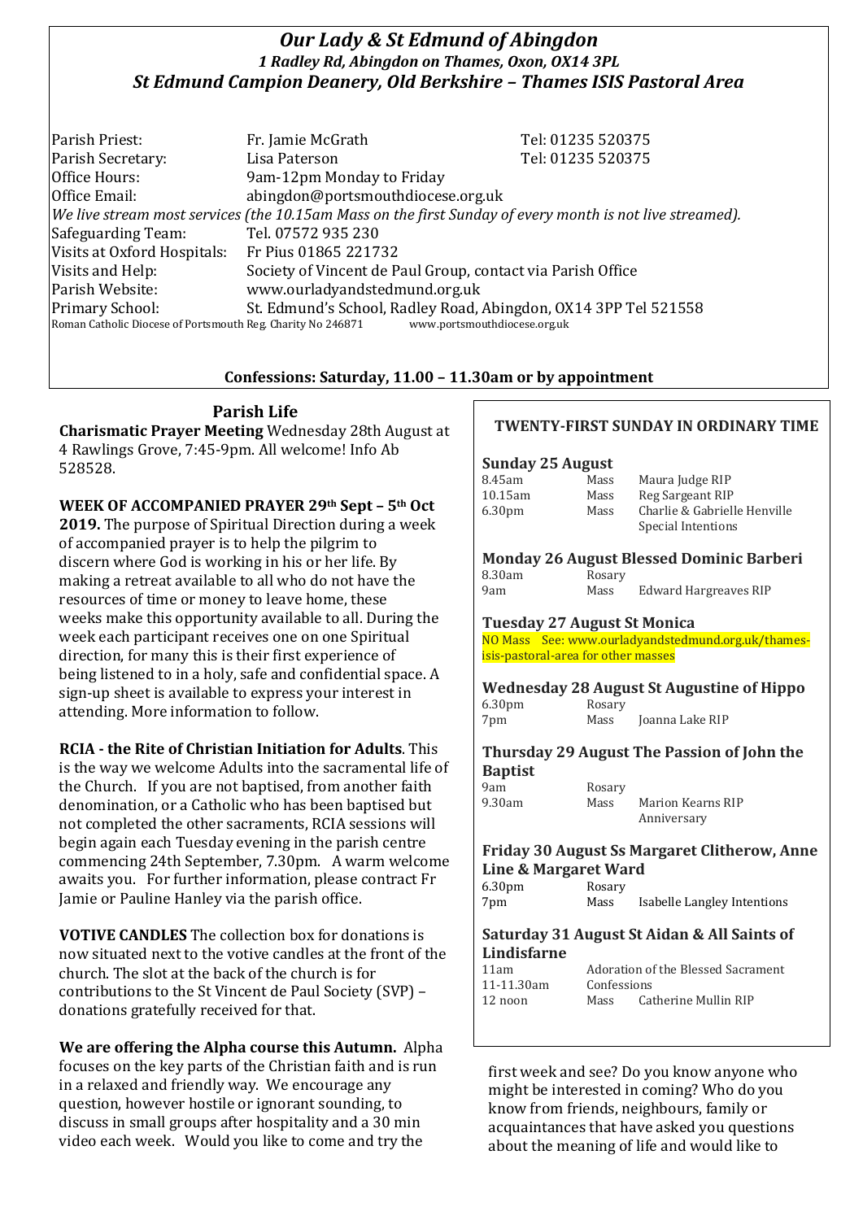# *Our Lady & St Edmund of Abingdon*

***1 Radley Rd, Abingdon on Thames, Oxon, OX14 3PL***

## *St Edmund Campion Deanery, Old Berkshire – Thames ISIS Pastoral Area*

| | | |
|---|---|---|
| Parish Priest: | Fr. Jamie McGrath | Tel: 01235 520375 |
| Parish Secretary: | Lisa Paterson | Tel: 01235 520375 |
| Office Hours: | 9am-12pm Monday to Friday | |
| Office Email: | abingdon@portsmouthdiocese.org.uk | |

*We live stream most services (the 10.15am Mass on the first Sunday of every month is not live streamed).*

| | |
|---|---|
| Safeguarding Team: | Tel. 07572 935 230 |
| Visits at Oxford Hospitals: | Fr Pius 01865 221732 |
| Visits and Help: | Society of Vincent de Paul Group, contact via Parish Office |
| Parish Website: | www.ourladyandstedmund.org.uk |
| Primary School: | St. Edmund's School, Radley Road, Abingdon, OX14 3PP Tel 521558 |

Roman Catholic Diocese of Portsmouth Reg. Charity No 246871 www.portsmouthdiocese.org.uk

**Confessions: Saturday, 11.00 – 11.30am or by appointment**

## Parish Life

**Charismatic Prayer Meeting** Wednesday 28th August at 4 Rawlings Grove, 7:45-9pm. All welcome! Info Ab 528528.

**WEEK OF ACCOMPANIED PRAYER 29th Sept – 5th Oct 2019.** The purpose of Spiritual Direction during a week of accompanied prayer is to help the pilgrim to discern where God is working in his or her life. By making a retreat available to all who do not have the resources of time or money to leave home, these weeks make this opportunity available to all. During the week each participant receives one on one Spiritual direction, for many this is their first experience of being listened to in a holy, safe and confidential space. A sign-up sheet is available to express your interest in attending. More information to follow.

**RCIA - the Rite of Christian Initiation for Adults**. This is the way we welcome Adults into the sacramental life of the Church. If you are not baptised, from another faith denomination, or a Catholic who has been baptised but not completed the other sacraments, RCIA sessions will begin again each Tuesday evening in the parish centre commencing 24th September, 7.30pm. A warm welcome awaits you. For further information, please contract Fr Jamie or Pauline Hanley via the parish office.

**VOTIVE CANDLES** The collection box for donations is now situated next to the votive candles at the front of the church. The slot at the back of the church is for contributions to the St Vincent de Paul Society (SVP) – donations gratefully received for that.

**We are offering the Alpha course this Autumn.** Alpha focuses on the key parts of the Christian faith and is run in a relaxed and friendly way. We encourage any question, however hostile or ignorant sounding, to discuss in small groups after hospitality and a 30 min video each week. Would you like to come and try the first week and see? Do you know anyone who might be interested in coming? Who do you know from friends, neighbours, family or acquaintances that have asked you questions about the meaning of life and would like to

## TWENTY-FIRST SUNDAY IN ORDINARY TIME

### Sunday 25 August

| | | |
|---|---|---|
| 8.45am | Mass | Maura Judge RIP |
| 10.15am | Mass | Reg Sargeant RIP |
| 6.30pm | Mass | Charlie & Gabrielle Henville Special Intentions |

### Monday 26 August Blessed Dominic Barberi

| | | |
|---|---|---|
| 8.30am | Rosary | |
| 9am | Mass | Edward Hargreaves RIP |

### Tuesday 27 August St Monica

NO Mass See: www.ourladyandstedmund.org.uk/thames-isis-pastoral-area for other masses

### Wednesday 28 August St Augustine of Hippo

| | | |
|---|---|---|
| 6.30pm | Rosary | |
| 7pm | Mass | Joanna Lake RIP |

### Thursday 29 August The Passion of John the Baptist

| | | |
|---|---|---|
| 9am | Rosary | |
| 9.30am | Mass | Marion Kearns RIP Anniversary |

### Friday 30 August Ss Margaret Clitherow, Anne Line & Margaret Ward

| | | |
|---|---|---|
| 6.30pm | Rosary | |
| 7pm | Mass | Isabelle Langley Intentions |

### Saturday 31 August St Aidan & All Saints of Lindisfarne

| | | |
|---|---|---|
| 11am | Adoration of the Blessed Sacrament | |
| 11-11.30am | Confessions | |
| 12 noon | Mass | Catherine Mullin RIP |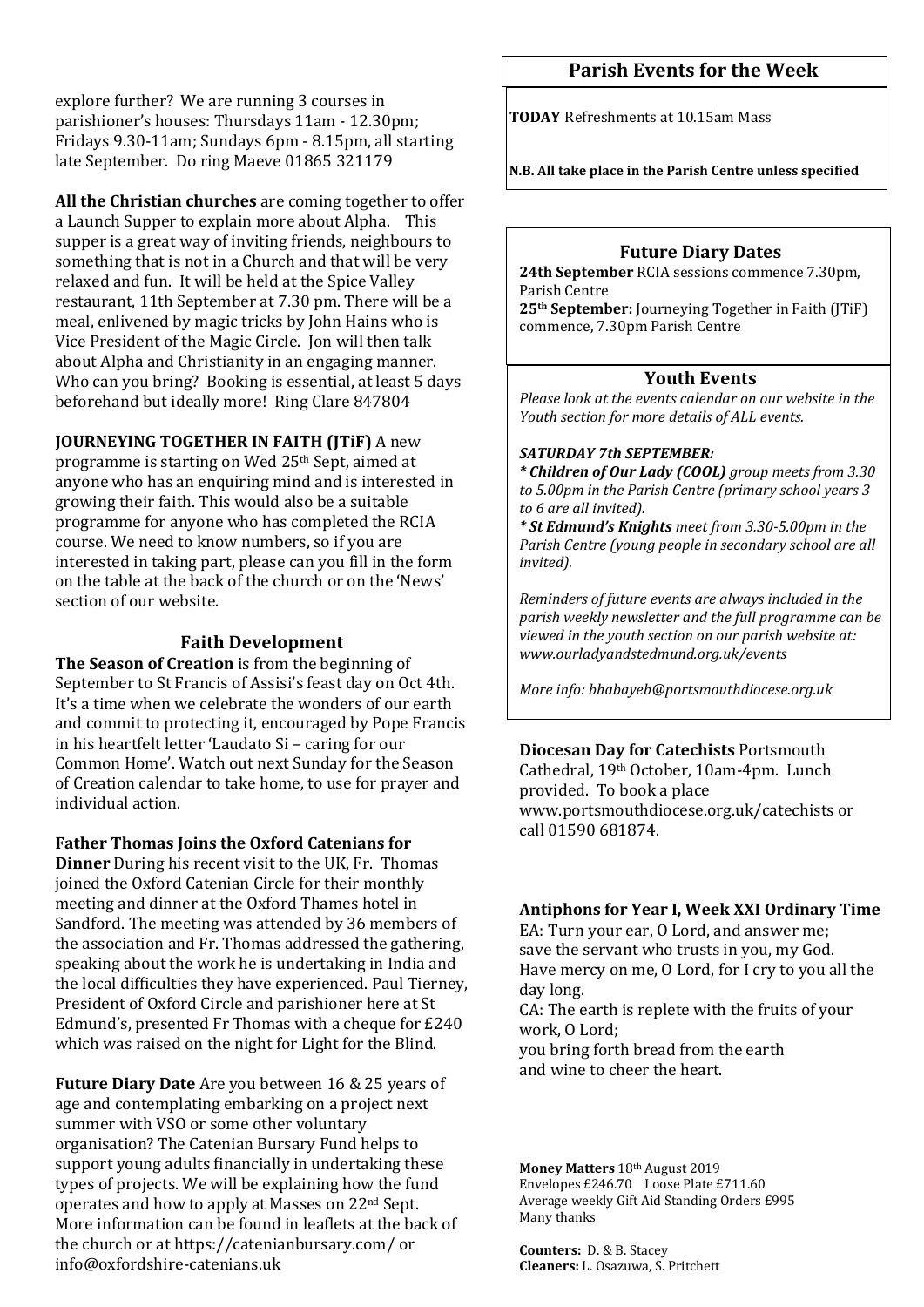explore further? We are running 3 courses in parishioner's houses: Thursdays 11am - 12.30pm; Fridays 9.30-11am; Sundays 6pm - 8.15pm, all starting late September. Do ring Maeve 01865 321179

**All the Christian churches** are coming together to offer a Launch Supper to explain more about Alpha. This supper is a great way of inviting friends, neighbours to something that is not in a Church and that will be very relaxed and fun. It will be held at the Spice Valley restaurant, 11th September at 7.30 pm. There will be a meal, enlivened by magic tricks by John Hains who is Vice President of the Magic Circle. Jon will then talk about Alpha and Christianity in an engaging manner. Who can you bring? Booking is essential, at least 5 days beforehand but ideally more! Ring Clare 847804

**JOURNEYING TOGETHER IN FAITH (JTiF)** A new programme is starting on Wed 25th Sept, aimed at anyone who has an enquiring mind and is interested in growing their faith. This would also be a suitable programme for anyone who has completed the RCIA course. We need to know numbers, so if you are interested in taking part, please can you fill in the form on the table at the back of the church or on the 'News' section of our website.

## Faith Development

**The Season of Creation** is from the beginning of September to St Francis of Assisi's feast day on Oct 4th. It's a time when we celebrate the wonders of our earth and commit to protecting it, encouraged by Pope Francis in his heartfelt letter 'Laudato Si – caring for our Common Home'. Watch out next Sunday for the Season of Creation calendar to take home, to use for prayer and individual action.

**Father Thomas Joins the Oxford Catenians for Dinner** During his recent visit to the UK, Fr. Thomas joined the Oxford Catenian Circle for their monthly meeting and dinner at the Oxford Thames hotel in Sandford. The meeting was attended by 36 members of the association and Fr. Thomas addressed the gathering, speaking about the work he is undertaking in India and the local difficulties they have experienced. Paul Tierney, President of Oxford Circle and parishioner here at St Edmund's, presented Fr Thomas with a cheque for £240 which was raised on the night for Light for the Blind.

**Future Diary Date** Are you between 16 & 25 years of age and contemplating embarking on a project next summer with VSO or some other voluntary organisation? The Catenian Bursary Fund helps to support young adults financially in undertaking these types of projects. We will be explaining how the fund operates and how to apply at Masses on 22nd Sept. More information can be found in leaflets at the back of the church or at https://catenianbursary.com/ or info@oxfordshire-catenians.uk

## Parish Events for the Week

**TODAY** Refreshments at 10.15am Mass

**N.B. All take place in the Parish Centre unless specified**

## Future Diary Dates

**24th September** RCIA sessions commence 7.30pm, Parish Centre
**25th September:** Journeying Together in Faith (JTiF) commence, 7.30pm Parish Centre

## Youth Events

*Please look at the events calendar on our website in the Youth section for more details of ALL events.*

***SATURDAY 7th SEPTEMBER:***

*** Children of Our Lady (COOL)** group meets from 3.30 to 5.00pm in the Parish Centre (primary school years 3 to 6 are all invited).*

*** St Edmund's Knights** meet from 3.30-5.00pm in the Parish Centre (young people in secondary school are all invited).*

*Reminders of future events are always included in the parish weekly newsletter and the full programme can be viewed in the youth section on our parish website at: www.ourladyandstedmund.org.uk/events*

*More info: bhabayeb@portsmouthdiocese.org.uk*

**Diocesan Day for Catechists** Portsmouth Cathedral, 19th October, 10am-4pm. Lunch provided. To book a place www.portsmouthdiocese.org.uk/catechists or call 01590 681874.

**Antiphons for Year I, Week XXI Ordinary Time**

EA: Turn your ear, O Lord, and answer me;
save the servant who trusts in you, my God.
Have mercy on me, O Lord, for I cry to you all the day long.
CA: The earth is replete with the fruits of your work, O Lord;
you bring forth bread from the earth
and wine to cheer the heart.

**Money Matters** 18th August 2019
Envelopes £246.70 Loose Plate £711.60
Average weekly Gift Aid Standing Orders £995
Many thanks

**Counters:** D. & B. Stacey
**Cleaners:** L. Osazuwa, S. Pritchett